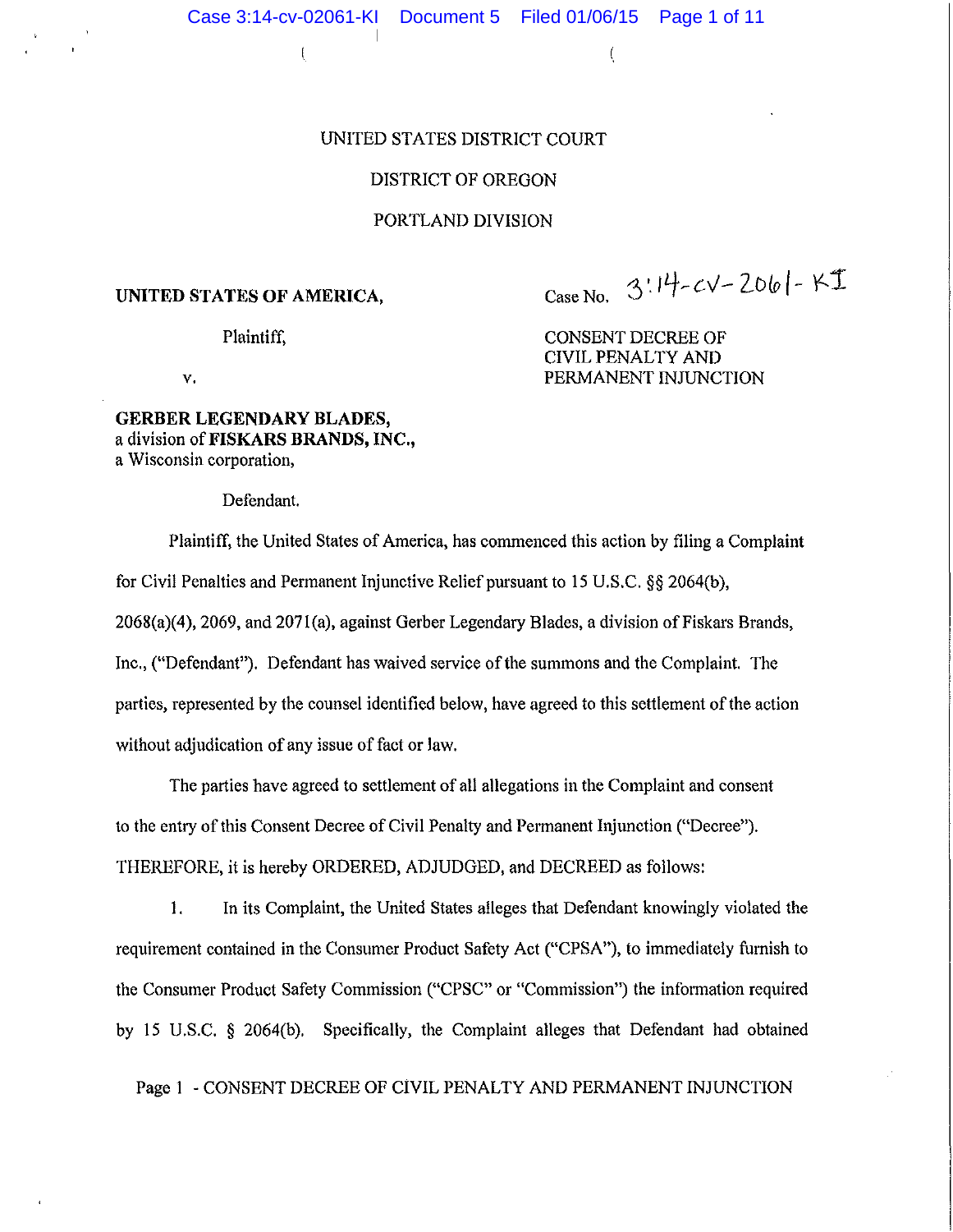UNITED STATES DISTRICT COURT

DISTRICT OF OREGON

PORTLAND DIVISION

**UNITED STATES OF AMERICA,**

Plaintiff,

v.

**GERBER LEGENDARY BLADES,**
a division of **FISKARS BRANDS, INC.,**
a Wisconsin corporation,

Defendant.

Case No. 3:14-cv-2061-KI

CONSENT DECREE OF
CIVIL PENALTY AND
PERMANENT INJUNCTION

Plaintiff, the United States of America, has commenced this action by filing a Complaint for Civil Penalties and Permanent Injunctive Relief pursuant to 15 U.S.C. §§ 2064(b), 2068(a)(4), 2069, and 2071(a), against Gerber Legendary Blades, a division of Fiskars Brands, Inc., ("Defendant"). Defendant has waived service of the summons and the Complaint. The parties, represented by the counsel identified below, have agreed to this settlement of the action without adjudication of any issue of fact or law.

The parties have agreed to settlement of all allegations in the Complaint and consent to the entry of this Consent Decree of Civil Penalty and Permanent Injunction ("Decree"). THEREFORE, it is hereby ORDERED, ADJUDGED, and DECREED as follows:

1. In its Complaint, the United States alleges that Defendant knowingly violated the requirement contained in the Consumer Product Safety Act ("CPSA"), to immediately furnish to the Consumer Product Safety Commission ("CPSC" or "Commission") the information required by 15 U.S.C. § 2064(b). Specifically, the Complaint alleges that Defendant had obtained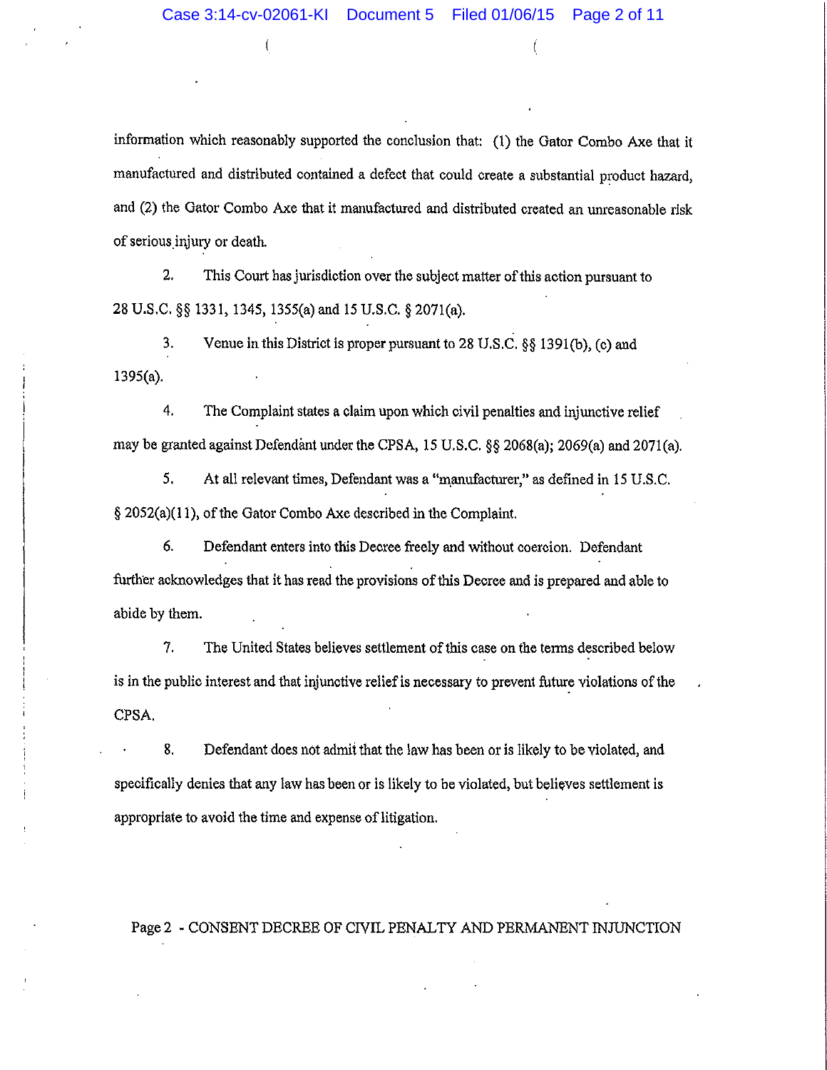information which reasonably supported the conclusion that: (1) the Gator Combo Axe that it manufactured and distributed contained a defect that could create a substantial product hazard, and (2) the Gator Combo Axe that it manufactured and distributed created an unreasonable risk of serious injury or death.

2. This Court has jurisdiction over the subject matter of this action pursuant to 28 U.S.C. §§ 1331, 1345, 1355(a) and 15 U.S.C. § 2071(a).

3. Venue in this District is proper pursuant to 28 U.S.C. §§ 1391(b), (c) and 1395(a).

4. The Complaint states a claim upon which civil penalties and injunctive relief may be granted against Defendant under the CPSA, 15 U.S.C. §§ 2068(a); 2069(a) and 2071(a).

5. At all relevant times, Defendant was a "manufacturer," as defined in 15 U.S.C. § 2052(a)(11), of the Gator Combo Axe described in the Complaint.

6. Defendant enters into this Decree freely and without coercion. Defendant further acknowledges that it has read the provisions of this Decree and is prepared and able to abide by them.

7. The United States believes settlement of this case on the terms described below is in the public interest and that injunctive relief is necessary to prevent future violations of the CPSA.

8. Defendant does not admit that the law has been or is likely to be violated, and specifically denies that any law has been or is likely to be violated, but believes settlement is appropriate to avoid the time and expense of litigation.

Page 2 - CONSENT DECREE OF CIVIL PENALTY AND PERMANENT INJUNCTION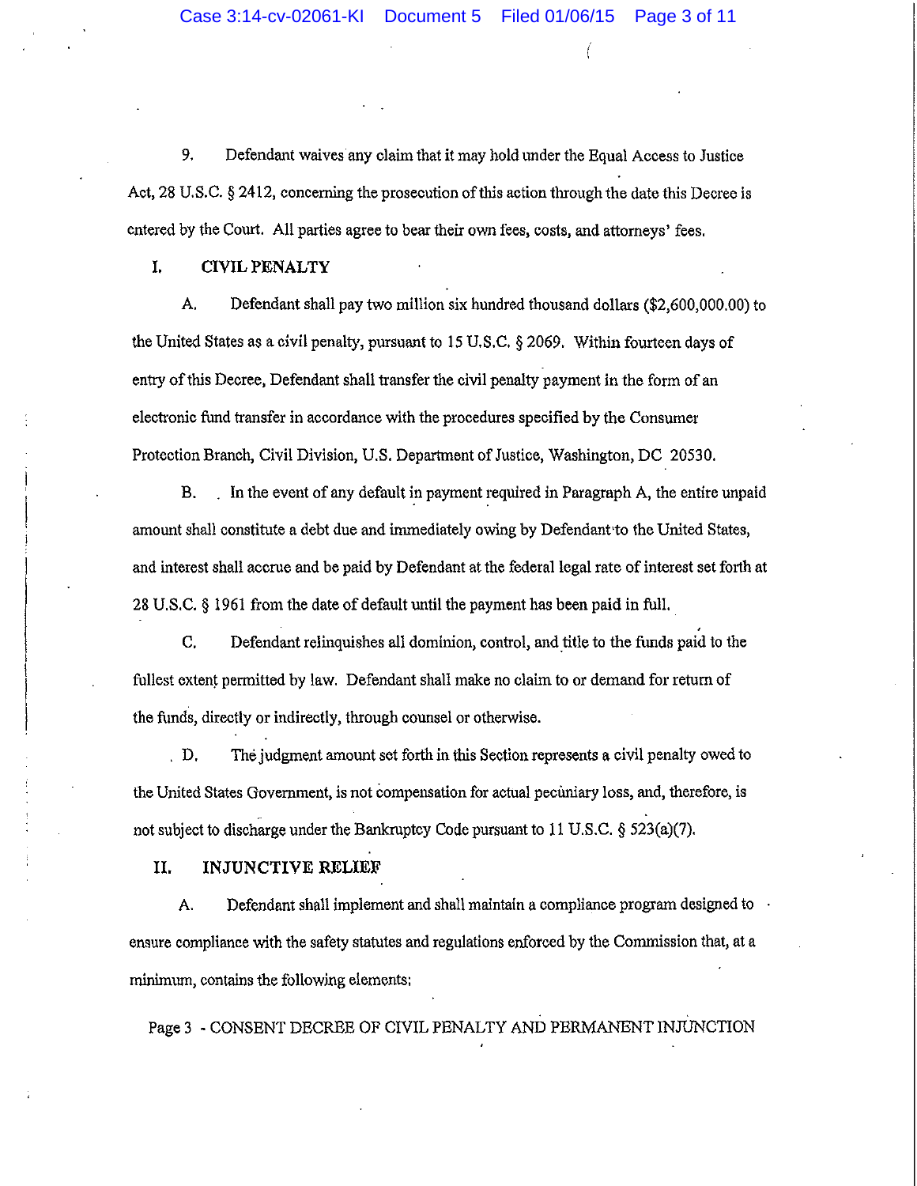9. Defendant waives any claim that it may hold under the Equal Access to Justice Act, 28 U.S.C. § 2412, concerning the prosecution of this action through the date this Decree is entered by the Court. All parties agree to bear their own fees, costs, and attorneys' fees.

## I. CIVIL PENALTY

A. Defendant shall pay two million six hundred thousand dollars ($2,600,000.00) to the United States as a civil penalty, pursuant to 15 U.S.C. § 2069. Within fourteen days of entry of this Decree, Defendant shall transfer the civil penalty payment in the form of an electronic fund transfer in accordance with the procedures specified by the Consumer Protection Branch, Civil Division, U.S. Department of Justice, Washington, DC 20530.

B. In the event of any default in payment required in Paragraph A, the entire unpaid amount shall constitute a debt due and immediately owing by Defendant to the United States, and interest shall accrue and be paid by Defendant at the federal legal rate of interest set forth at 28 U.S.C. § 1961 from the date of default until the payment has been paid in full.

C. Defendant relinquishes all dominion, control, and title to the funds paid to the fullest extent permitted by law. Defendant shall make no claim to or demand for return of the funds, directly or indirectly, through counsel or otherwise.

D. The judgment amount set forth in this Section represents a civil penalty owed to the United States Government, is not compensation for actual pecuniary loss, and, therefore, is not subject to discharge under the Bankruptcy Code pursuant to 11 U.S.C. § 523(a)(7).

## II. INJUNCTIVE RELIEF

A. Defendant shall implement and shall maintain a compliance program designed to ensure compliance with the safety statutes and regulations enforced by the Commission that, at a minimum, contains the following elements: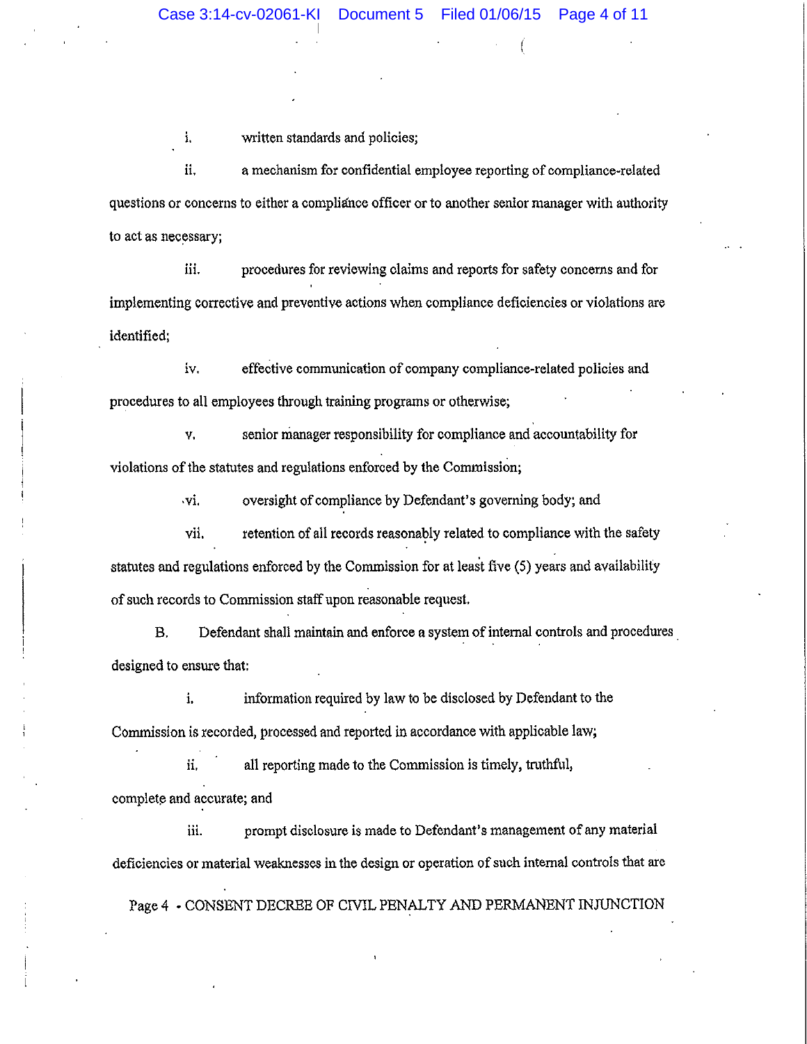i. written standards and policies;

ii. a mechanism for confidential employee reporting of compliance-related questions or concerns to either a compliance officer or to another senior manager with authority to act as necessary;

iii. procedures for reviewing claims and reports for safety concerns and for implementing corrective and preventive actions when compliance deficiencies or violations are identified;

iv. effective communication of company compliance-related policies and procedures to all employees through training programs or otherwise;

v. senior manager responsibility for compliance and accountability for violations of the statutes and regulations enforced by the Commission;

vi. oversight of compliance by Defendant's governing body; and

vii. retention of all records reasonably related to compliance with the safety statutes and regulations enforced by the Commission for at least five (5) years and availability of such records to Commission staff upon reasonable request.

B. Defendant shall maintain and enforce a system of internal controls and procedures designed to ensure that:

i. information required by law to be disclosed by Defendant to the Commission is recorded, processed and reported in accordance with applicable law;

ii. all reporting made to the Commission is timely, truthful, complete and accurate; and

iii. prompt disclosure is made to Defendant's management of any material deficiencies or material weaknesses in the design or operation of such internal controls that are

Page 4 - CONSENT DECREE OF CIVIL PENALTY AND PERMANENT INJUNCTION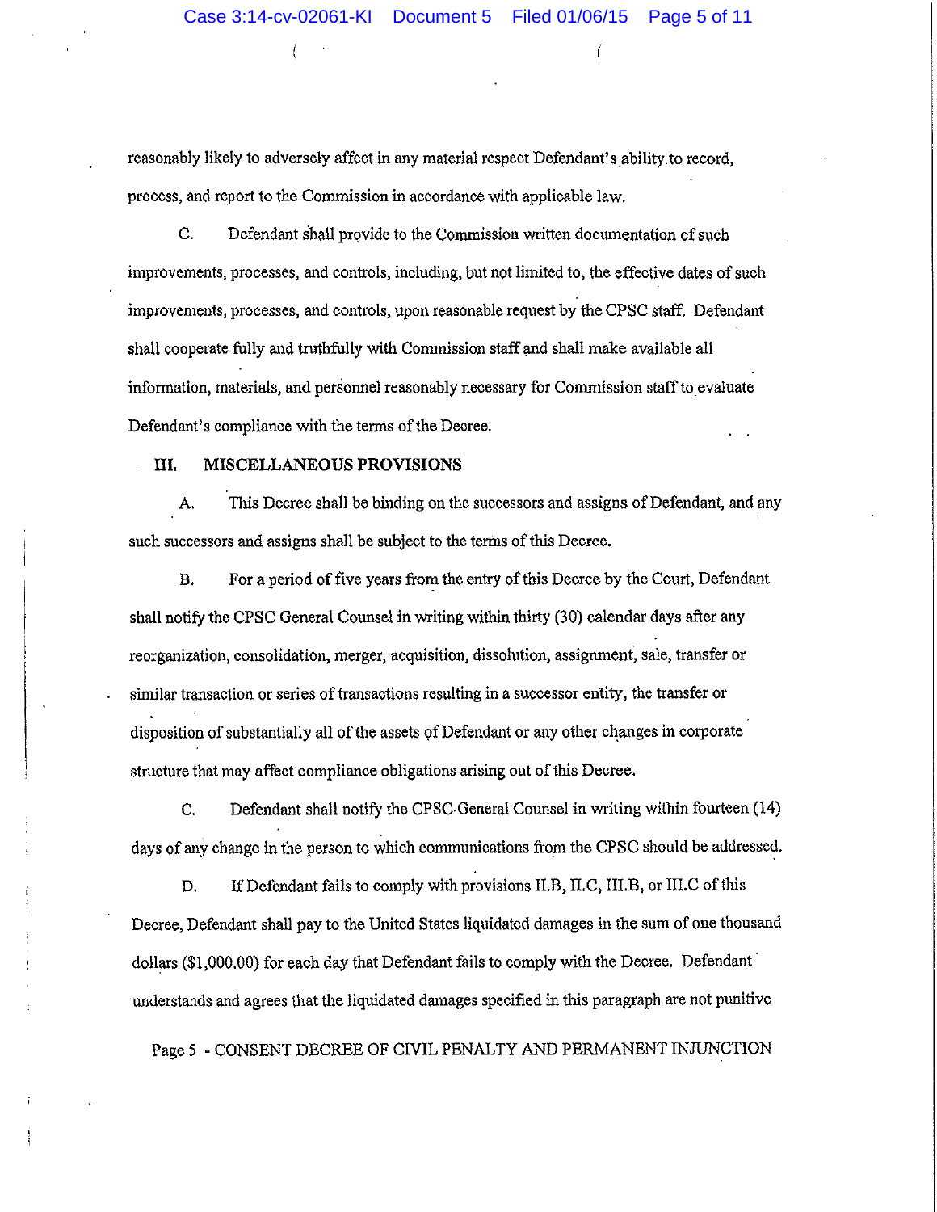reasonably likely to adversely affect in any material respect Defendant's ability to record, process, and report to the Commission in accordance with applicable law.

C. Defendant shall provide to the Commission written documentation of such improvements, processes, and controls, including, but not limited to, the effective dates of such improvements, processes, and controls, upon reasonable request by the CPSC staff. Defendant shall cooperate fully and truthfully with Commission staff and shall make available all information, materials, and personnel reasonably necessary for Commission staff to evaluate Defendant's compliance with the terms of the Decree.

## III. MISCELLANEOUS PROVISIONS

A. This Decree shall be binding on the successors and assigns of Defendant, and any such successors and assigns shall be subject to the terms of this Decree.

B. For a period of five years from the entry of this Decree by the Court, Defendant shall notify the CPSC General Counsel in writing within thirty (30) calendar days after any reorganization, consolidation, merger, acquisition, dissolution, assignment, sale, transfer or similar transaction or series of transactions resulting in a successor entity, the transfer or disposition of substantially all of the assets of Defendant or any other changes in corporate structure that may affect compliance obligations arising out of this Decree.

C. Defendant shall notify the CPSC General Counsel in writing within fourteen (14) days of any change in the person to which communications from the CPSC should be addressed.

D. If Defendant fails to comply with provisions II.B, II.C, III.B, or III.C of this Decree, Defendant shall pay to the United States liquidated damages in the sum of one thousand dollars ($1,000.00) for each day that Defendant fails to comply with the Decree. Defendant understands and agrees that the liquidated damages specified in this paragraph are not punitive

Page 5 - CONSENT DECREE OF CIVIL PENALTY AND PERMANENT INJUNCTION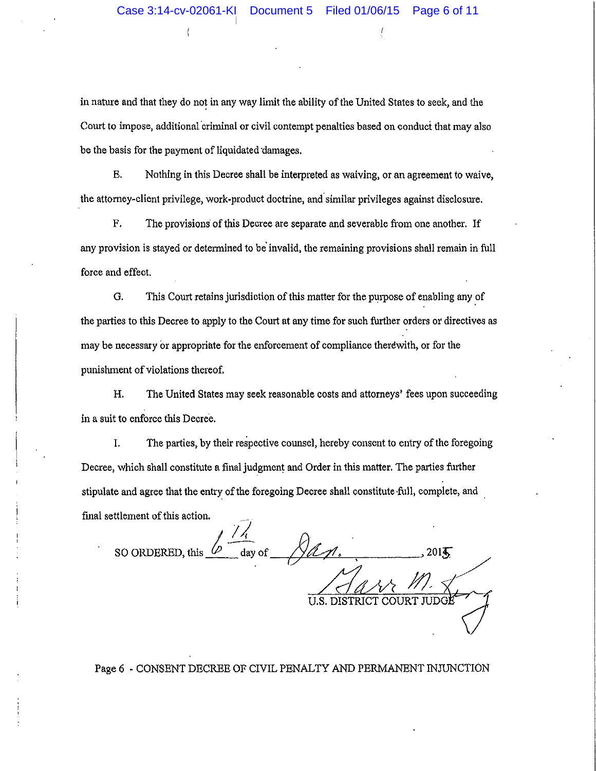in nature and that they do not in any way limit the ability of the United States to seek, and the Court to impose, additional criminal or civil contempt penalties based on conduct that may also be the basis for the payment of liquidated damages.

E. Nothing in this Decree shall be interpreted as waiving, or an agreement to waive, the attorney-client privilege, work-product doctrine, and similar privileges against disclosure.

F. The provisions of this Decree are separate and severable from one another. If any provision is stayed or determined to be invalid, the remaining provisions shall remain in full force and effect.

G. This Court retains jurisdiction of this matter for the purpose of enabling any of the parties to this Decree to apply to the Court at any time for such further orders or directives as may be necessary or appropriate for the enforcement of compliance therewith, or for the punishment of violations thereof.

H. The United States may seek reasonable costs and attorneys' fees upon succeeding in a suit to enforce this Decree.

I. The parties, by their respective counsel, hereby consent to entry of the foregoing Decree, which shall constitute a final judgment and Order in this matter. The parties further stipulate and agree that the entry of the foregoing Decree shall constitute full, complete, and final settlement of this action.

SO ORDERED, this 6th day of Jan., 2015

U.S. DISTRICT COURT JUDGE

Page 6 - CONSENT DECREE OF CIVIL PENALTY AND PERMANENT INJUNCTION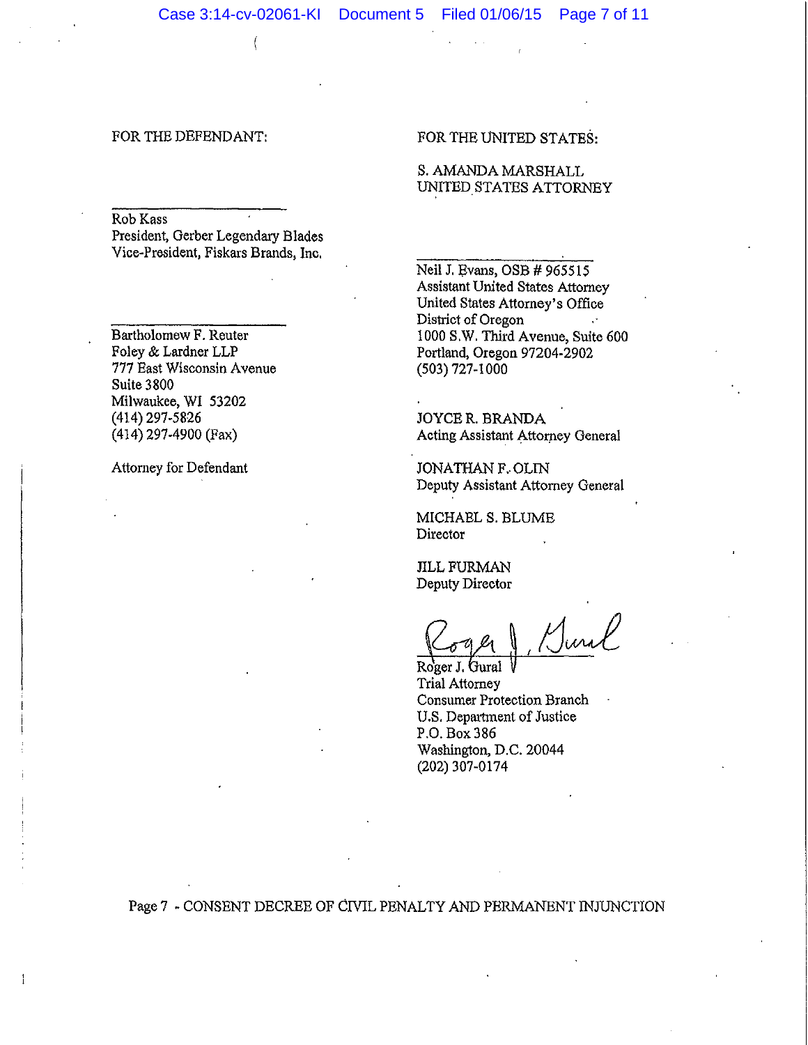FOR THE DEFENDANT:

\_\_\_\_\_\_\_\_\_\_\_\_\_\_\_\_\_\_\_\_\_\_\_\_\_

Rob Kass
President, Gerber Legendary Blades
Vice-President, Fiskars Brands, Inc.

\_\_\_\_\_\_\_\_\_\_\_\_\_\_\_\_\_\_\_\_\_\_\_\_\_

Bartholomew F. Reuter
Foley & Lardner LLP
777 East Wisconsin Avenue
Suite 3800
Milwaukee, WI 53202
(414) 297-5826
(414) 297-4900 (Fax)

Attorney for Defendant

FOR THE UNITED STATES:

S. AMANDA MARSHALL
UNITED STATES ATTORNEY

\_\_\_\_\_\_\_\_\_\_\_\_\_\_\_\_\_\_\_\_\_\_\_\_\_

Neil J. Evans, OSB # 965515
Assistant United States Attorney
United States Attorney's Office
District of Oregon
1000 S.W. Third Avenue, Suite 600
Portland, Oregon 97204-2902
(503) 727-1000

JOYCE R. BRANDA
Acting Assistant Attorney General

JONATHAN F. OLIN
Deputy Assistant Attorney General

MICHAEL S. BLUME
Director

JILL FURMAN
Deputy Director

Roger J. Gural (signature)

Roger J. Gural
Trial Attorney
Consumer Protection Branch
U.S. Department of Justice
P.O. Box 386
Washington, D.C. 20044
(202) 307-0174

Page 7 - CONSENT DECREE OF CIVIL PENALTY AND PERMANENT INJUNCTION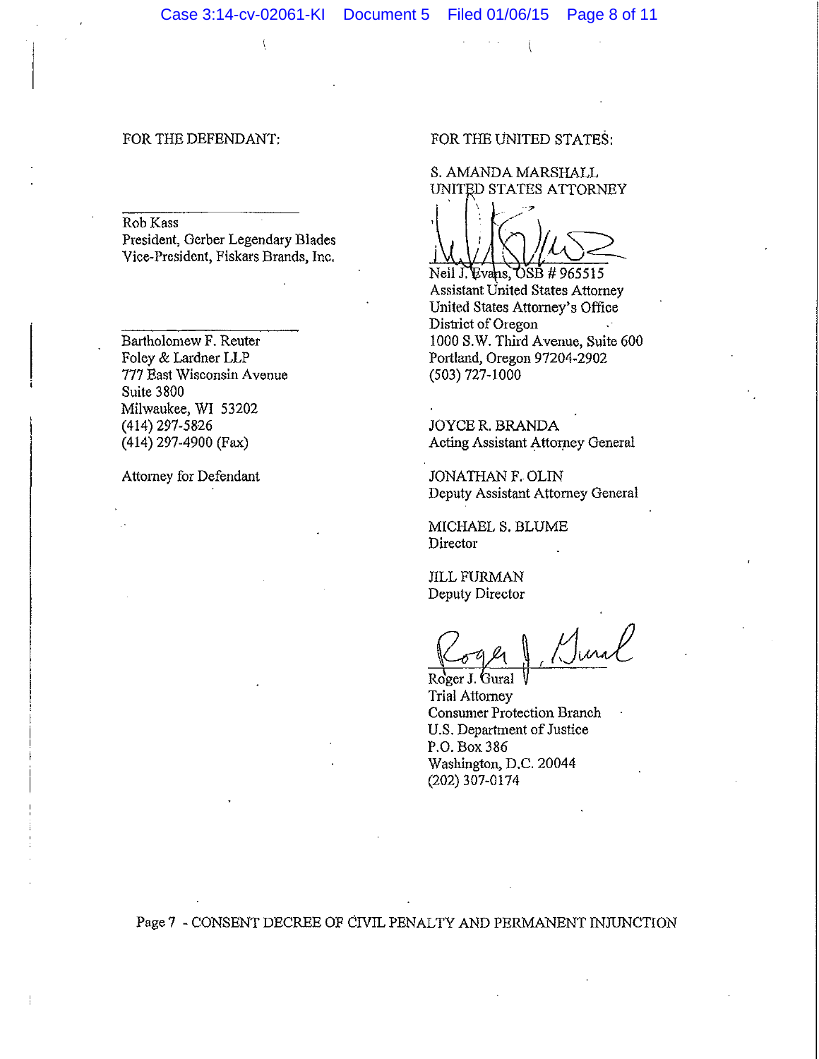FOR THE DEFENDANT:

\_\_\_\_\_\_\_\_\_\_\_\_\_\_\_\_\_\_\_\_\_\_\_\_

Rob Kass
President, Gerber Legendary Blades
Vice-President, Fiskars Brands, Inc.

\_\_\_\_\_\_\_\_\_\_\_\_\_\_\_\_\_\_\_\_\_\_\_\_

Bartholomew F. Reuter
Foley & Lardner LLP
777 East Wisconsin Avenue
Suite 3800
Milwaukee, WI 53202
(414) 297-5826
(414) 297-4900 (Fax)

Attorney for Defendant

FOR THE UNITED STATES:

S. AMANDA MARSHALL
UNITED STATES ATTORNEY

Neil J. Evans, OSB # 965515
Assistant United States Attorney
United States Attorney's Office
District of Oregon
1000 S.W. Third Avenue, Suite 600
Portland, Oregon 97204-2902
(503) 727-1000

JOYCE R. BRANDA
Acting Assistant Attorney General

JONATHAN F. OLIN
Deputy Assistant Attorney General

MICHAEL S. BLUME
Director

JILL FURMAN
Deputy Director

Roger J. Gural
Trial Attorney
Consumer Protection Branch
U.S. Department of Justice
P.O. Box 386
Washington, D.C. 20044
(202) 307-0174

Page 7 - CONSENT DECREE OF CIVIL PENALTY AND PERMANENT INJUNCTION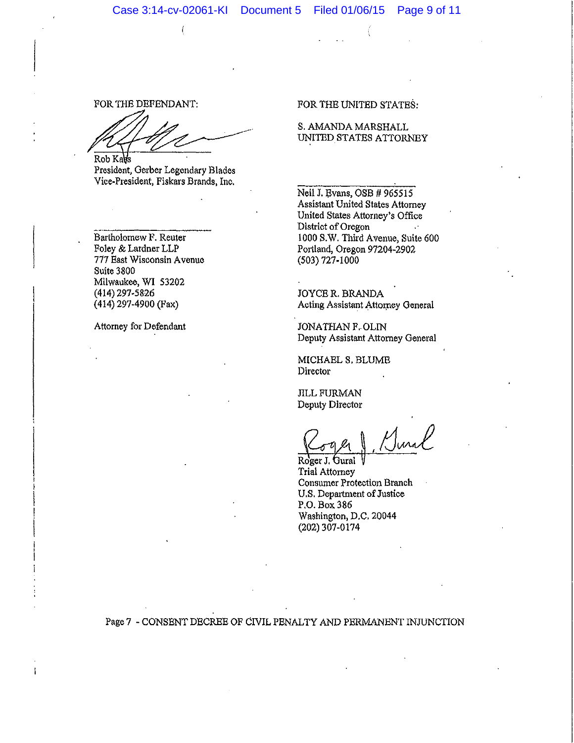FOR THE DEFENDANT:

Rob Kass
President, Gerber Legendary Blades
Vice-President, Fiskars Brands, Inc.

Bartholomew F. Reuter
Foley & Lardner LLP
777 East Wisconsin Avenue
Suite 3800
Milwaukee, WI 53202
(414) 297-5826
(414) 297-4900 (Fax)

Attorney for Defendant

FOR THE UNITED STATES:

S. AMANDA MARSHALL
UNITED STATES ATTORNEY

Neil J. Evans, OSB # 965515
Assistant United States Attorney
United States Attorney's Office
District of Oregon
1000 S.W. Third Avenue, Suite 600
Portland, Oregon 97204-2902
(503) 727-1000

JOYCE R. BRANDA
Acting Assistant Attorney General

JONATHAN F. OLIN
Deputy Assistant Attorney General

MICHAEL S. BLUME
Director

JILL FURMAN
Deputy Director

Roger J. Gural
Trial Attorney
Consumer Protection Branch
U.S. Department of Justice
P.O. Box 386
Washington, D.C. 20044
(202) 307-0174

Page 7 - CONSENT DECREE OF CIVIL PENALTY AND PERMANENT INJUNCTION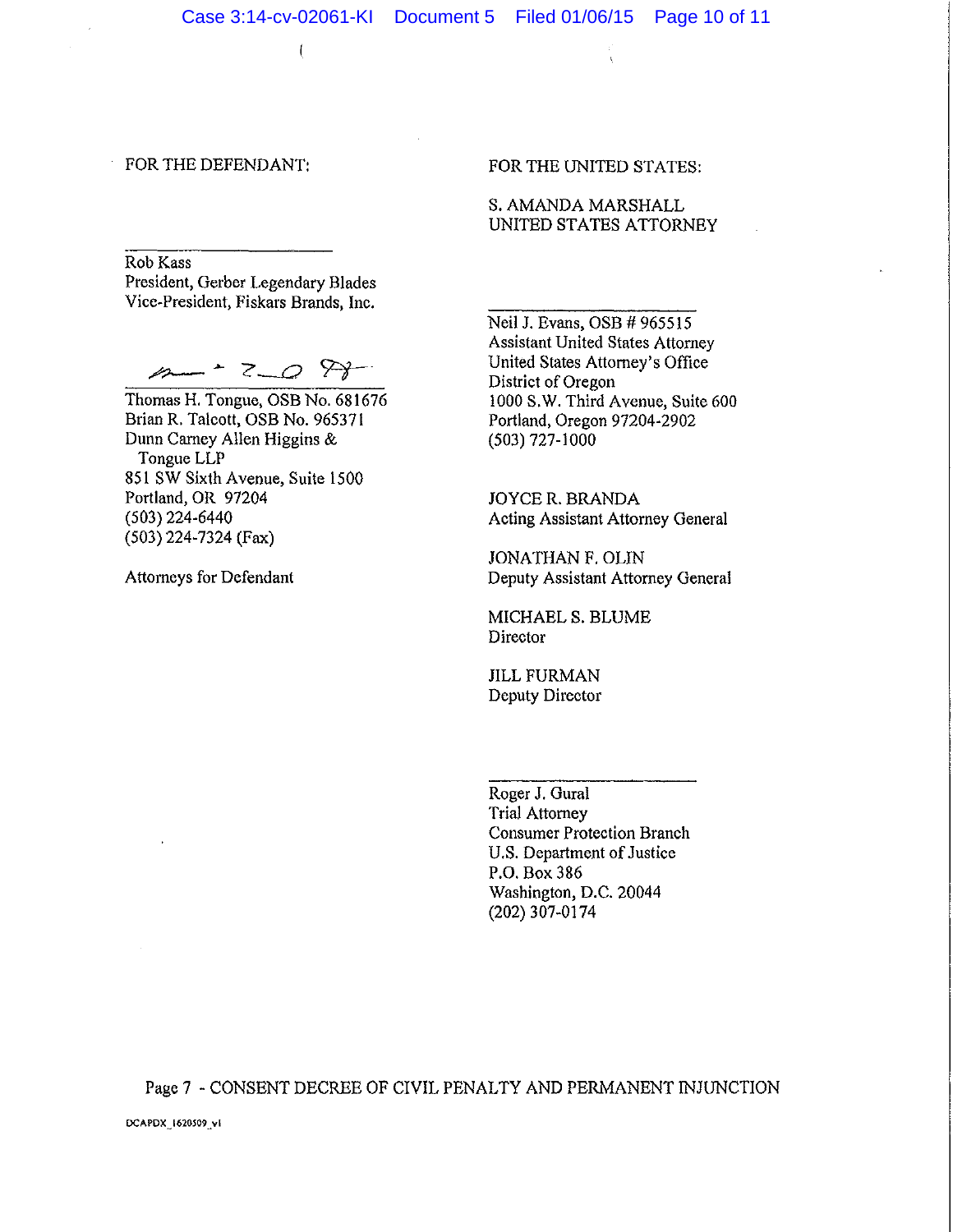FOR THE DEFENDANT:

\_\_\_\_\_\_\_\_\_\_\_\_\_\_\_\_\_\_\_\_\_\_\_\_
Rob Kass
President, Gerber Legendary Blades
Vice-President, Fiskars Brands, Inc.

\_\_\_\_\_\_\_\_\_\_\_\_\_\_\_\_\_\_\_\_\_\_\_\_
Thomas H. Tongue, OSB No. 681676
Brian R. Talcott, OSB No. 965371
Dunn Carney Allen Higgins & Tongue LLP
851 SW Sixth Avenue, Suite 1500
Portland, OR 97204
(503) 224-6440
(503) 224-7324 (Fax)

Attorneys for Defendant

FOR THE UNITED STATES:

S. AMANDA MARSHALL
UNITED STATES ATTORNEY

\_\_\_\_\_\_\_\_\_\_\_\_\_\_\_\_\_\_\_\_\_\_\_\_
Neil J. Evans, OSB # 965515
Assistant United States Attorney
United States Attorney's Office
District of Oregon
1000 S.W. Third Avenue, Suite 600
Portland, Oregon 97204-2902
(503) 727-1000

JOYCE R. BRANDA
Acting Assistant Attorney General

JONATHAN F. OLIN
Deputy Assistant Attorney General

MICHAEL S. BLUME
Director

JILL FURMAN
Deputy Director

\_\_\_\_\_\_\_\_\_\_\_\_\_\_\_\_\_\_\_\_\_\_\_\_
Roger J. Gural
Trial Attorney
Consumer Protection Branch
U.S. Department of Justice
P.O. Box 386
Washington, D.C. 20044
(202) 307-0174

Page 7 - CONSENT DECREE OF CIVIL PENALTY AND PERMANENT INJUNCTION

DCAPDX_1620509_v1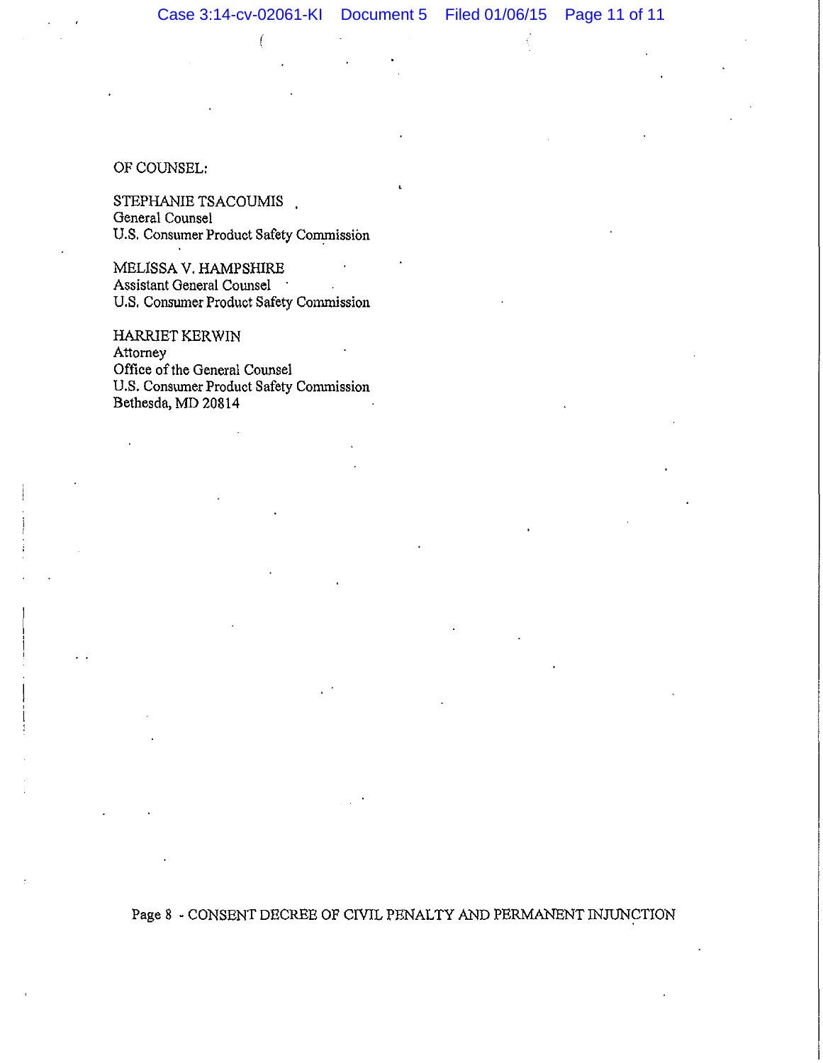OF COUNSEL:

STEPHANIE TSACOUMIS
General Counsel
U.S. Consumer Product Safety Commission

MELISSA V. HAMPSHIRE
Assistant General Counsel
U.S. Consumer Product Safety Commission

HARRIET KERWIN
Attorney
Office of the General Counsel
U.S. Consumer Product Safety Commission
Bethesda, MD 20814